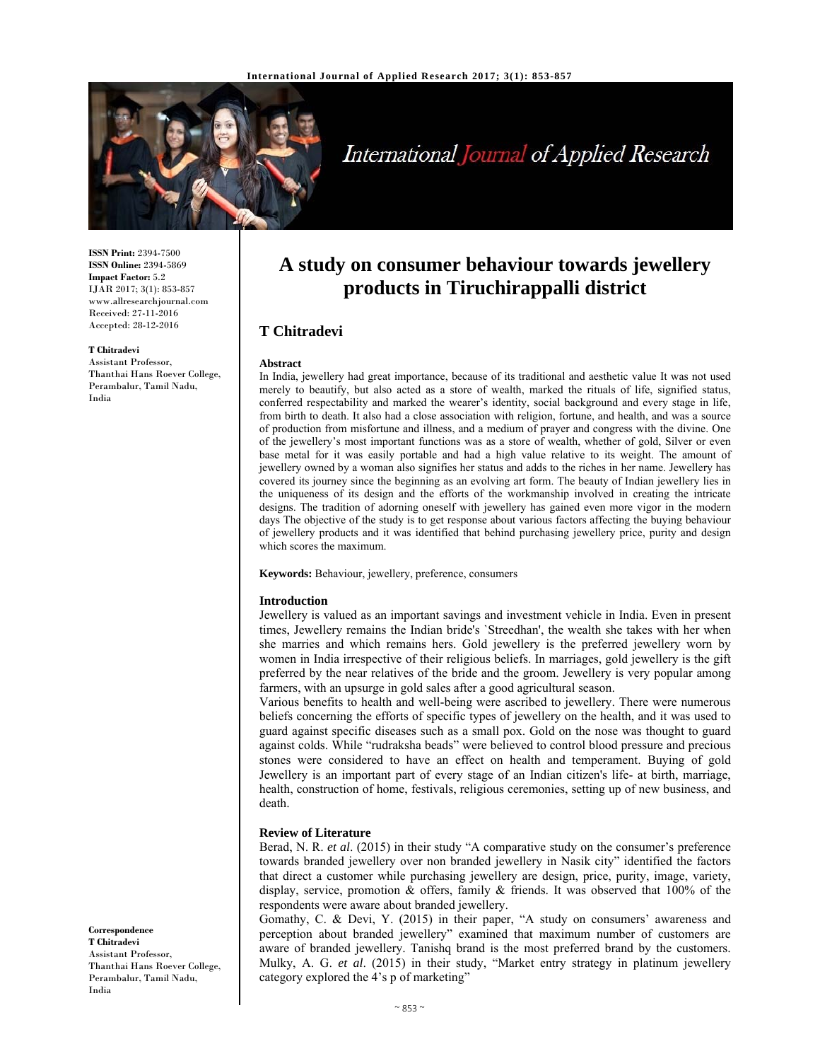ISSN Print: 2394-7500
ISSN Online: 2394-5869
Impact Factor: 5.2
IJAR 2017; 3(1): 853-857
www.allresearchjournal.com
Received: 27-11-2016
Accepted: 28-12-2016

**T Chitradevi**
Assistant Professor, Thanthai Hans Roever College, Perambalur, Tamil Nadu, India

**Correspondence**
**T Chitradevi**
Assistant Professor, Thanthai Hans Roever College, Perambalur, Tamil Nadu, India

# A study on consumer behaviour towards jewellery products in Tiruchirappalli district

## T Chitradevi

**Abstract**
In India, jewellery had great importance, because of its traditional and aesthetic value It was not used merely to beautify, but also acted as a store of wealth, marked the rituals of life, signified status, conferred respectability and marked the wearer's identity, social background and every stage in life, from birth to death. It also had a close association with religion, fortune, and health, and was a source of production from misfortune and illness, and a medium of prayer and congress with the divine. One of the jewellery's most important functions was as a store of wealth, whether of gold, Silver or even base metal for it was easily portable and had a high value relative to its weight. The amount of jewellery owned by a woman also signifies her status and adds to the riches in her name. Jewellery has covered its journey since the beginning as an evolving art form. The beauty of Indian jewellery lies in the uniqueness of its design and the efforts of the workmanship involved in creating the intricate designs. The tradition of adorning oneself with jewellery has gained even more vigor in the modern days The objective of the study is to get response about various factors affecting the buying behaviour of jewellery products and it was identified that behind purchasing jewellery price, purity and design which scores the maximum.

**Keywords:** Behaviour, jewellery, preference, consumers

### Introduction
Jewellery is valued as an important savings and investment vehicle in India. Even in present times, Jewellery remains the Indian bride's `Streedhan', the wealth she takes with her when she marries and which remains hers. Gold jewellery is the preferred jewellery worn by women in India irrespective of their religious beliefs. In marriages, gold jewellery is the gift preferred by the near relatives of the bride and the groom. Jewellery is very popular among farmers, with an upsurge in gold sales after a good agricultural season.
Various benefits to health and well-being were ascribed to jewellery. There were numerous beliefs concerning the efforts of specific types of jewellery on the health, and it was used to guard against specific diseases such as a small pox. Gold on the nose was thought to guard against colds. While "rudraksha beads" were believed to control blood pressure and precious stones were considered to have an effect on health and temperament. Buying of gold Jewellery is an important part of every stage of an Indian citizen's life- at birth, marriage, health, construction of home, festivals, religious ceremonies, setting up of new business, and death.

### Review of Literature
Berad, N. R. *et al*. (2015) in their study "A comparative study on the consumer's preference towards branded jewellery over non branded jewellery in Nasik city" identified the factors that direct a customer while purchasing jewellery are design, price, purity, image, variety, display, service, promotion & offers, family & friends. It was observed that 100% of the respondents were aware about branded jewellery.
Gomathy, C. & Devi, Y. (2015) in their paper, "A study on consumers' awareness and perception about branded jewellery" examined that maximum number of customers are aware of branded jewellery. Tanishq brand is the most preferred brand by the customers. Mulky, A. G. *et al*. (2015) in their study, "Market entry strategy in platinum jewellery category explored the 4's p of marketing"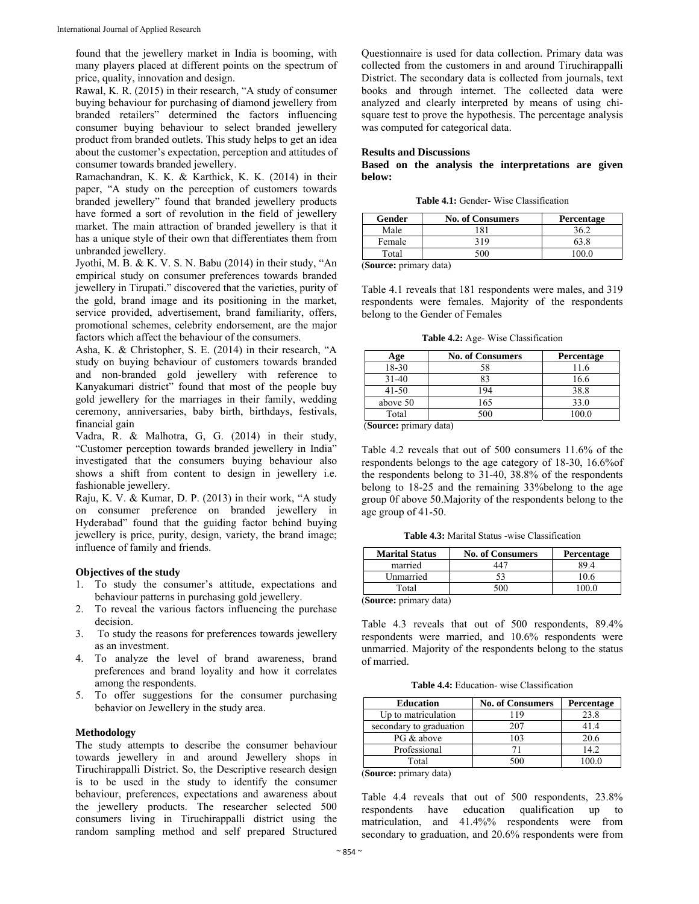found that the jewellery market in India is booming, with many players placed at different points on the spectrum of price, quality, innovation and design.

Rawal, K. R. (2015) in their research, "A study of consumer buying behaviour for purchasing of diamond jewellery from branded retailers" determined the factors influencing consumer buying behaviour to select branded jewellery product from branded outlets. This study helps to get an idea about the customer's expectation, perception and attitudes of consumer towards branded jewellery.

Ramachandran, K. K. & Karthick, K. K. (2014) in their paper, "A study on the perception of customers towards branded jewellery" found that branded jewellery products have formed a sort of revolution in the field of jewellery market. The main attraction of branded jewellery is that it has a unique style of their own that differentiates them from unbranded jewellery.

Jyothi, M. B. & K. V. S. N. Babu (2014) in their study, "An empirical study on consumer preferences towards branded jewellery in Tirupati." discovered that the varieties, purity of the gold, brand image and its positioning in the market, service provided, advertisement, brand familiarity, offers, promotional schemes, celebrity endorsement, are the major factors which affect the behaviour of the consumers.

Asha, K. & Christopher, S. E. (2014) in their research, "A study on buying behaviour of customers towards branded and non-branded gold jewellery with reference to Kanyakumari district" found that most of the people buy gold jewellery for the marriages in their family, wedding ceremony, anniversaries, baby birth, birthdays, festivals, financial gain

Vadra, R. & Malhotra, G, G. (2014) in their study, "Customer perception towards branded jewellery in India" investigated that the consumers buying behaviour also shows a shift from content to design in jewellery i.e. fashionable jewellery.

Raju, K. V. & Kumar, D. P. (2013) in their work, "A study on consumer preference on branded jewellery in Hyderabad" found that the guiding factor behind buying jewellery is price, purity, design, variety, the brand image; influence of family and friends.

### Objectives of the study

1. To study the consumer's attitude, expectations and behaviour patterns in purchasing gold jewellery.
2. To reveal the various factors influencing the purchase decision.
3. To study the reasons for preferences towards jewellery as an investment.
4. To analyze the level of brand awareness, brand preferences and brand loyality and how it correlates among the respondents.
5. To offer suggestions for the consumer purchasing behavior on Jewellery in the study area.

### Methodology

The study attempts to describe the consumer behaviour towards jewellery in and around Jewellery shops in Tiruchirappalli District. So, the Descriptive research design is to be used in the study to identify the consumer behaviour, preferences, expectations and awareness about the jewellery products. The researcher selected 500 consumers living in Tiruchirappalli district using the random sampling method and self prepared Structured Questionnaire is used for data collection. Primary data was collected from the customers in and around Tiruchirappalli District. The secondary data is collected from journals, text books and through internet. The collected data were analyzed and clearly interpreted by means of using chi-square test to prove the hypothesis. The percentage analysis was computed for categorical data.

### Results and Discussions

**Based on the analysis the interpretations are given below:**

**Table 4.1:** Gender- Wise Classification

| Gender | No. of Consumers | Percentage |
|---|---|---|
| Male | 181 | 36.2 |
| Female | 319 | 63.8 |
| Total | 500 | 100.0 |

(**Source:** primary data)

Table 4.1 reveals that 181 respondents were males, and 319 respondents were females. Majority of the respondents belong to the Gender of Females

**Table 4.2:** Age- Wise Classification

| Age | No. of Consumers | Percentage |
|---|---|---|
| 18-30 | 58 | 11.6 |
| 31-40 | 83 | 16.6 |
| 41-50 | 194 | 38.8 |
| above 50 | 165 | 33.0 |
| Total | 500 | 100.0 |

(**Source:** primary data)

Table 4.2 reveals that out of 500 consumers 11.6% of the respondents belongs to the age category of 18-30, 16.6%of the respondents belong to 31-40, 38.8% of the respondents belong to 18-25 and the remaining 33%belong to the age group 0f above 50.Majority of the respondents belong to the age group of 41-50.

**Table 4.3:** Marital Status -wise Classification

| Marital Status | No. of Consumers | Percentage |
|---|---|---|
| married | 447 | 89.4 |
| Unmarried | 53 | 10.6 |
| Total | 500 | 100.0 |

(**Source:** primary data)

Table 4.3 reveals that out of 500 respondents, 89.4% respondents were married, and 10.6% respondents were unmarried. Majority of the respondents belong to the status of married.

**Table 4.4:** Education- wise Classification

| Education | No. of Consumers | Percentage |
|---|---|---|
| Up to matriculation | 119 | 23.8 |
| secondary to graduation | 207 | 41.4 |
| PG & above | 103 | 20.6 |
| Professional | 71 | 14.2 |
| Total | 500 | 100.0 |

(**Source:** primary data)

Table 4.4 reveals that out of 500 respondents, 23.8% respondents have education qualification up to matriculation, and 41.4%% respondents were from secondary to graduation, and 20.6% respondents were from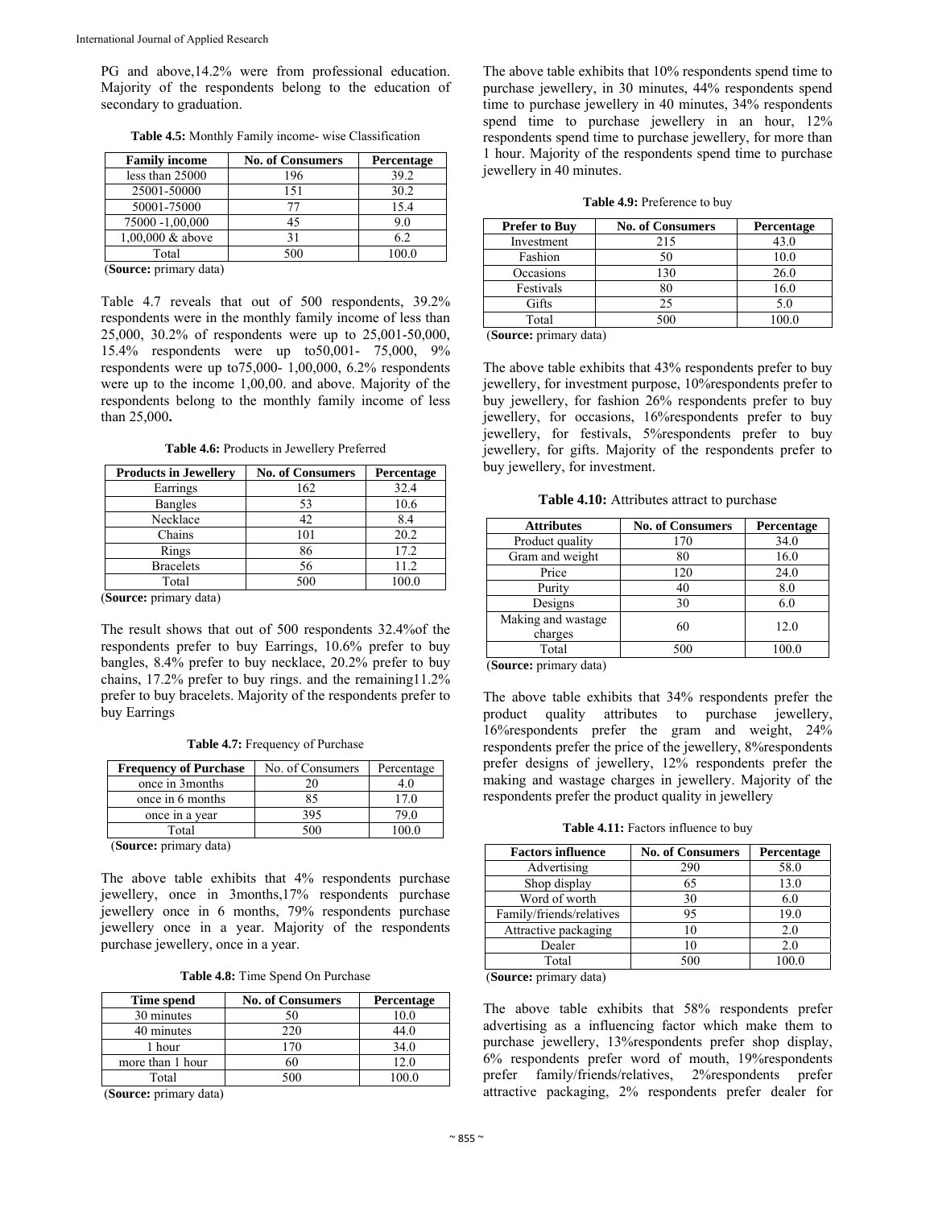PG and above,14.2% were from professional education. Majority of the respondents belong to the education of secondary to graduation.

**Table 4.5:** Monthly Family income- wise Classification

| Family income | No. of Consumers | Percentage |
|---|---|---|
| less than 25000 | 196 | 39.2 |
| 25001-50000 | 151 | 30.2 |
| 50001-75000 | 77 | 15.4 |
| 75000 -1,00,000 | 45 | 9.0 |
| 1,00,000 & above | 31 | 6.2 |
| Total | 500 | 100.0 |

(**Source:** primary data)

Table 4.7 reveals that out of 500 respondents, 39.2% respondents were in the monthly family income of less than 25,000, 30.2% of respondents were up to 25,001-50,000, 15.4% respondents were up to50,001- 75,000, 9% respondents were up to75,000- 1,00,000, 6.2% respondents were up to the income 1,00,00. and above. Majority of the respondents belong to the monthly family income of less than 25,000**.**

**Table 4.6:** Products in Jewellery Preferred

| Products in Jewellery | No. of Consumers | Percentage |
|---|---|---|
| Earrings | 162 | 32.4 |
| Bangles | 53 | 10.6 |
| Necklace | 42 | 8.4 |
| Chains | 101 | 20.2 |
| Rings | 86 | 17.2 |
| Bracelets | 56 | 11.2 |
| Total | 500 | 100.0 |

(**Source:** primary data)

The result shows that out of 500 respondents 32.4%of the respondents prefer to buy Earrings, 10.6% prefer to buy bangles, 8.4% prefer to buy necklace, 20.2% prefer to buy chains, 17.2% prefer to buy rings. and the remaining11.2% prefer to buy bracelets. Majority of the respondents prefer to buy Earrings

**Table 4.7:** Frequency of Purchase

| Frequency of Purchase | No. of Consumers | Percentage |
|---|---|---|
| once in 3months | 20 | 4.0 |
| once in 6 months | 85 | 17.0 |
| once in a year | 395 | 79.0 |
| Total | 500 | 100.0 |

(**Source:** primary data)

The above table exhibits that 4% respondents purchase jewellery, once in 3months,17% respondents purchase jewellery once in 6 months, 79% respondents purchase jewellery once in a year. Majority of the respondents purchase jewellery, once in a year.

**Table 4.8:** Time Spend On Purchase

| Time spend | No. of Consumers | Percentage |
|---|---|---|
| 30 minutes | 50 | 10.0 |
| 40 minutes | 220 | 44.0 |
| 1 hour | 170 | 34.0 |
| more than 1 hour | 60 | 12.0 |
| Total | 500 | 100.0 |

(**Source:** primary data)

The above table exhibits that 10% respondents spend time to purchase jewellery, in 30 minutes, 44% respondents spend time to purchase jewellery in 40 minutes, 34% respondents spend time to purchase jewellery in an hour, 12% respondents spend time to purchase jewellery, for more than 1 hour. Majority of the respondents spend time to purchase jewellery in 40 minutes.

**Table 4.9:** Preference to buy

| Prefer to Buy | No. of Consumers | Percentage |
|---|---|---|
| Investment | 215 | 43.0 |
| Fashion | 50 | 10.0 |
| Occasions | 130 | 26.0 |
| Festivals | 80 | 16.0 |
| Gifts | 25 | 5.0 |
| Total | 500 | 100.0 |

(**Source:** primary data)

The above table exhibits that 43% respondents prefer to buy jewellery, for investment purpose, 10%respondents prefer to buy jewellery, for fashion 26% respondents prefer to buy jewellery, for occasions, 16%respondents prefer to buy jewellery, for festivals, 5%respondents prefer to buy jewellery, for gifts. Majority of the respondents prefer to buy jewellery, for investment.

**Table 4.10:** Attributes attract to purchase

| Attributes | No. of Consumers | Percentage |
|---|---|---|
| Product quality | 170 | 34.0 |
| Gram and weight | 80 | 16.0 |
| Price | 120 | 24.0 |
| Purity | 40 | 8.0 |
| Designs | 30 | 6.0 |
| Making and wastage charges | 60 | 12.0 |
| Total | 500 | 100.0 |

(**Source:** primary data)

The above table exhibits that 34% respondents prefer the product quality attributes to purchase jewellery, 16%respondents prefer the gram and weight, 24% respondents prefer the price of the jewellery, 8%respondents prefer designs of jewellery, 12% respondents prefer the making and wastage charges in jewellery. Majority of the respondents prefer the product quality in jewellery

**Table 4.11:** Factors influence to buy

| Factors influence | No. of Consumers | Percentage |
|---|---|---|
| Advertising | 290 | 58.0 |
| Shop display | 65 | 13.0 |
| Word of worth | 30 | 6.0 |
| Family/friends/relatives | 95 | 19.0 |
| Attractive packaging | 10 | 2.0 |
| Dealer | 10 | 2.0 |
| Total | 500 | 100.0 |

(**Source:** primary data)

The above table exhibits that 58% respondents prefer advertising as a influencing factor which make them to purchase jewellery, 13%respondents prefer shop display, 6% respondents prefer word of mouth, 19%respondents prefer family/friends/relatives, 2%respondents prefer attractive packaging, 2% respondents prefer dealer for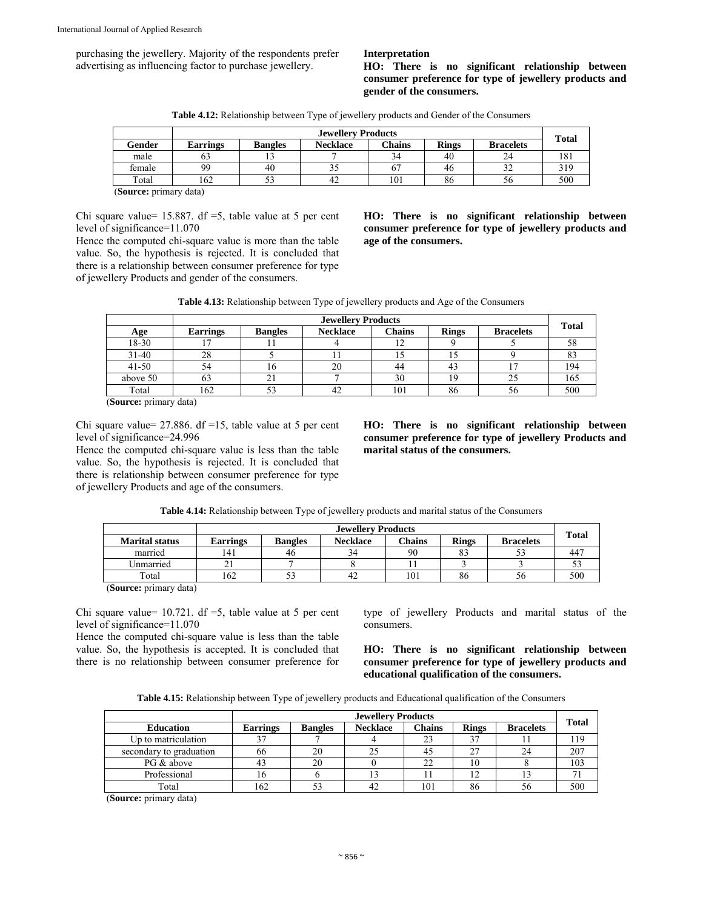purchasing the jewellery. Majority of the respondents prefer advertising as influencing factor to purchase jewellery.

**Interpretation**

**HO: There is no significant relationship between consumer preference for type of jewellery products and gender of the consumers.**

**Table 4.12:** Relationship between Type of jewellery products and Gender of the Consumers

| | Jewellery Products | | | | | | Total |
|---|---|---|---|---|---|---|---|
| **Gender** | **Earrings** | **Bangles** | **Necklace** | **Chains** | **Rings** | **Bracelets** | |
| male | 63 | 13 | 7 | 34 | 40 | 24 | 181 |
| female | 99 | 40 | 35 | 67 | 46 | 32 | 319 |
| Total | 162 | 53 | 42 | 101 | 86 | 56 | 500 |

(**Source:** primary data)

Chi square value= 15.887. df =5, table value at 5 per cent level of significance=11.070

Hence the computed chi-square value is more than the table value. So, the hypothesis is rejected. It is concluded that there is a relationship between consumer preference for type of jewellery Products and gender of the consumers.

**HO: There is no significant relationship between consumer preference for type of jewellery products and age of the consumers.**

**Table 4.13:** Relationship between Type of jewellery products and Age of the Consumers

| | Jewellery Products | | | | | | Total |
|---|---|---|---|---|---|---|---|
| **Age** | **Earrings** | **Bangles** | **Necklace** | **Chains** | **Rings** | **Bracelets** | |
| 18-30 | 17 | 11 | 4 | 12 | 9 | 5 | 58 |
| 31-40 | 28 | 5 | 11 | 15 | 15 | 9 | 83 |
| 41-50 | 54 | 16 | 20 | 44 | 43 | 17 | 194 |
| above 50 | 63 | 21 | 7 | 30 | 19 | 25 | 165 |
| Total | 162 | 53 | 42 | 101 | 86 | 56 | 500 |

(**Source:** primary data)

Chi square value= 27.886. df =15, table value at 5 per cent level of significance=24.996

Hence the computed chi-square value is less than the table value. So, the hypothesis is rejected. It is concluded that there is relationship between consumer preference for type of jewellery Products and age of the consumers.

**HO: There is no significant relationship between consumer preference for type of jewellery Products and marital status of the consumers.**

**Table 4.14:** Relationship between Type of jewellery products and marital status of the Consumers

| | Jewellery Products | | | | | | Total |
|---|---|---|---|---|---|---|---|
| **Marital status** | **Earrings** | **Bangles** | **Necklace** | **Chains** | **Rings** | **Bracelets** | |
| married | 141 | 46 | 34 | 90 | 83 | 53 | 447 |
| Unmarried | 21 | 7 | 8 | 11 | 3 | 3 | 53 |
| Total | 162 | 53 | 42 | 101 | 86 | 56 | 500 |

(**Source:** primary data)

Chi square value= 10.721. df =5, table value at 5 per cent level of significance=11.070

Hence the computed chi-square value is less than the table value. So, the hypothesis is accepted. It is concluded that there is no relationship between consumer preference for type of jewellery Products and marital status of the consumers.

**HO: There is no significant relationship between consumer preference for type of jewellery products and educational qualification of the consumers.**

**Table 4.15:** Relationship between Type of jewellery products and Educational qualification of the Consumers

| | Jewellery Products | | | | | | Total |
|---|---|---|---|---|---|---|---|
| **Education** | **Earrings** | **Bangles** | **Necklace** | **Chains** | **Rings** | **Bracelets** | |
| Up to matriculation | 37 | 7 | 4 | 23 | 37 | 11 | 119 |
| secondary to graduation | 66 | 20 | 25 | 45 | 27 | 24 | 207 |
| PG & above | 43 | 20 | 0 | 22 | 10 | 8 | 103 |
| Professional | 16 | 6 | 13 | 11 | 12 | 13 | 71 |
| Total | 162 | 53 | 42 | 101 | 86 | 56 | 500 |

(**Source:** primary data)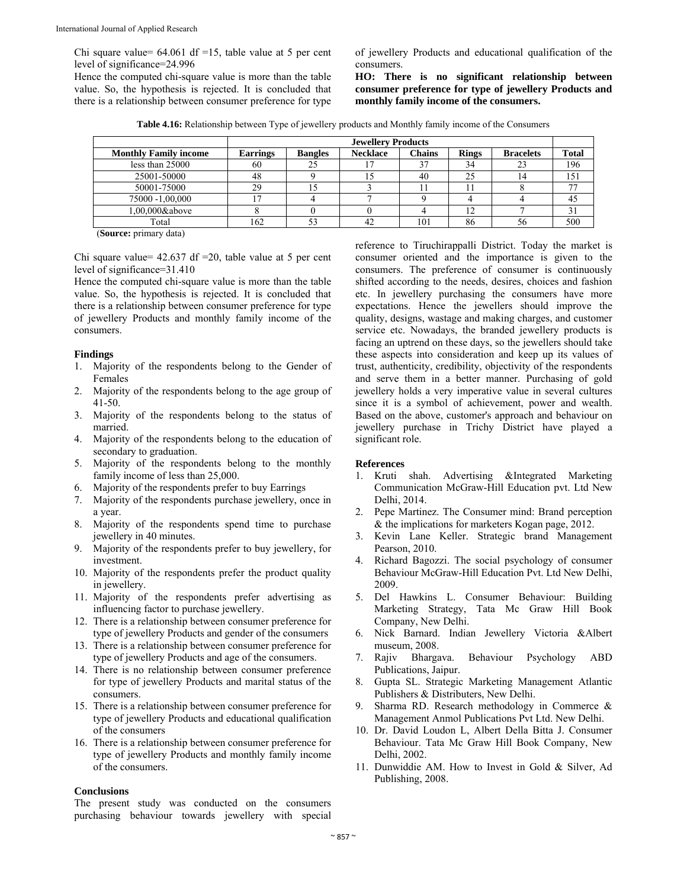Chi square value= 64.061 df =15, table value at 5 per cent level of significance=24.996

Hence the computed chi-square value is more than the table value. So, the hypothesis is rejected. It is concluded that there is a relationship between consumer preference for type of jewellery Products and educational qualification of the consumers.

**HO: There is no significant relationship between consumer preference for type of jewellery Products and monthly family income of the consumers.**

**Table 4.16:** Relationship between Type of jewellery products and Monthly family income of the Consumers

| | Jewellery Products | | | | | | |
|---|---|---|---|---|---|---|---|
| **Monthly Family income** | **Earrings** | **Bangles** | **Necklace** | **Chains** | **Rings** | **Bracelets** | **Total** |
| less than 25000 | 60 | 25 | 17 | 37 | 34 | 23 | 196 |
| 25001-50000 | 48 | 9 | 15 | 40 | 25 | 14 | 151 |
| 50001-75000 | 29 | 15 | 3 | 11 | 11 | 8 | 77 |
| 75000 -1,00,000 | 17 | 4 | 7 | 9 | 4 | 4 | 45 |
| 1,00,000&above | 8 | 0 | 0 | 4 | 12 | 7 | 31 |
| Total | 162 | 53 | 42 | 101 | 86 | 56 | 500 |

(**Source:** primary data)

Chi square value= 42.637 df =20, table value at 5 per cent level of significance=31.410

Hence the computed chi-square value is more than the table value. So, the hypothesis is rejected. It is concluded that there is a relationship between consumer preference for type of jewellery Products and monthly family income of the consumers.

## Findings

1. Majority of the respondents belong to the Gender of Females
2. Majority of the respondents belong to the age group of 41-50.
3. Majority of the respondents belong to the status of married.
4. Majority of the respondents belong to the education of secondary to graduation.
5. Majority of the respondents belong to the monthly family income of less than 25,000.
6. Majority of the respondents prefer to buy Earrings
7. Majority of the respondents purchase jewellery, once in a year.
8. Majority of the respondents spend time to purchase jewellery in 40 minutes.
9. Majority of the respondents prefer to buy jewellery, for investment.
10. Majority of the respondents prefer the product quality in jewellery.
11. Majority of the respondents prefer advertising as influencing factor to purchase jewellery.
12. There is a relationship between consumer preference for type of jewellery Products and gender of the consumers
13. There is a relationship between consumer preference for type of jewellery Products and age of the consumers.
14. There is no relationship between consumer preference for type of jewellery Products and marital status of the consumers.
15. There is a relationship between consumer preference for type of jewellery Products and educational qualification of the consumers
16. There is a relationship between consumer preference for type of jewellery Products and monthly family income of the consumers.

## Conclusions

The present study was conducted on the consumers purchasing behaviour towards jewellery with special reference to Tiruchirappalli District. Today the market is consumer oriented and the importance is given to the consumers. The preference of consumer is continuously shifted according to the needs, desires, choices and fashion etc. In jewellery purchasing the consumers have more expectations. Hence the jewellers should improve the quality, designs, wastage and making charges, and customer service etc. Nowadays, the branded jewellery products is facing an uptrend on these days, so the jewellers should take these aspects into consideration and keep up its values of trust, authenticity, credibility, objectivity of the respondents and serve them in a better manner. Purchasing of gold jewellery holds a very imperative value in several cultures since it is a symbol of achievement, power and wealth. Based on the above, customer's approach and behaviour on jewellery purchase in Trichy District have played a significant role.

## References

1. Kruti shah. Advertising &Integrated Marketing Communication McGraw-Hill Education pvt. Ltd New Delhi, 2014.
2. Pepe Martinez. The Consumer mind: Brand perception & the implications for marketers Kogan page, 2012.
3. Kevin Lane Keller. Strategic brand Management Pearson, 2010.
4. Richard Bagozzi. The social psychology of consumer Behaviour McGraw-Hill Education Pvt. Ltd New Delhi, 2009.
5. Del Hawkins L. Consumer Behaviour: Building Marketing Strategy, Tata Mc Graw Hill Book Company, New Delhi.
6. Nick Barnard. Indian Jewellery Victoria &Albert museum, 2008.
7. Rajiv Bhargava. Behaviour Psychology ABD Publications, Jaipur.
8. Gupta SL. Strategic Marketing Management Atlantic Publishers & Distributers, New Delhi.
9. Sharma RD. Research methodology in Commerce & Management Anmol Publications Pvt Ltd. New Delhi.
10. Dr. David Loudon L, Albert Della Bitta J. Consumer Behaviour. Tata Mc Graw Hill Book Company, New Delhi, 2002.
11. Dunwiddie AM. How to Invest in Gold & Silver, Ad Publishing, 2008.